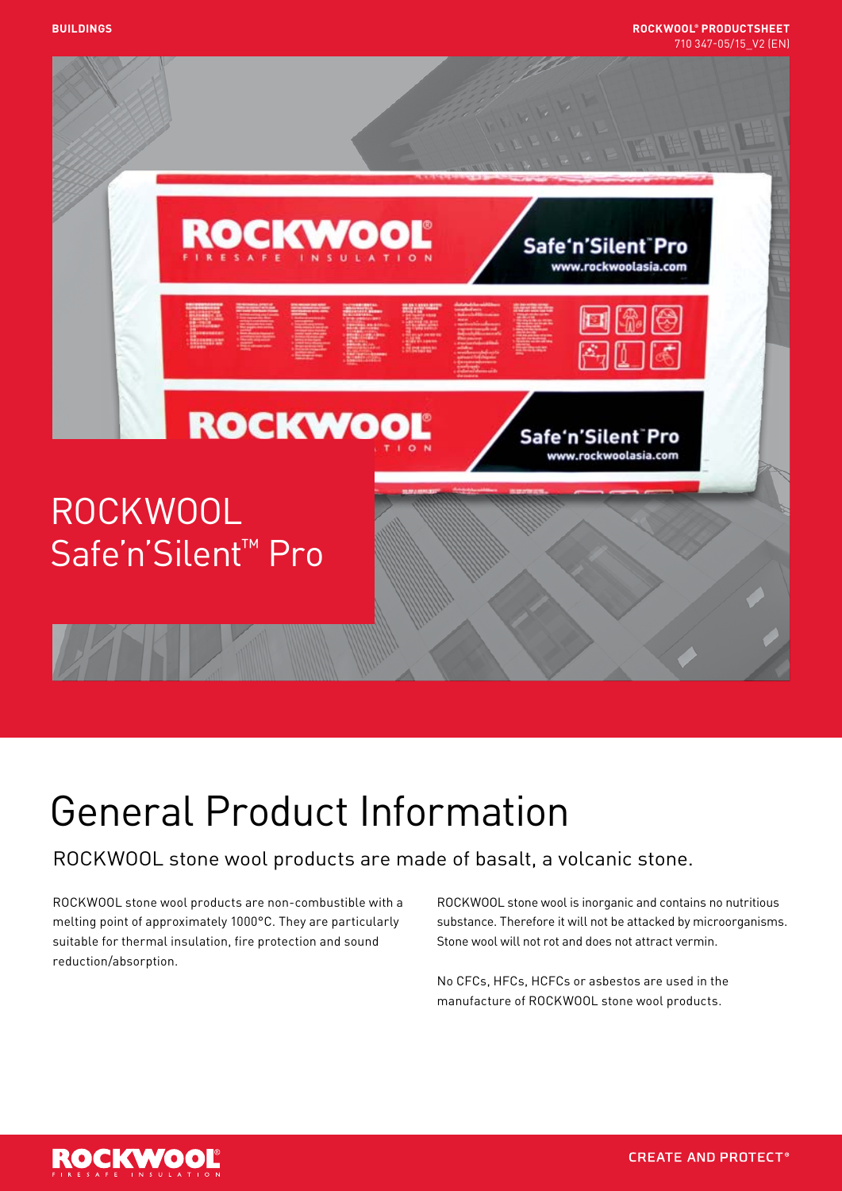BUILDINGS

ROCKWOOL® PRODUCTSHEET
710 347-05/15_V2 (EN)

# ROCKWOOL Safe'n'Silent™ Pro

## General Product Information

ROCKWOOL stone wool products are made of basalt, a volcanic stone.

ROCKWOOL stone wool products are non-combustible with a melting point of approximately 1000°C. They are particularly suitable for thermal insulation, fire protection and sound reduction/absorption.

ROCKWOOL stone wool is inorganic and contains no nutritious substance. Therefore it will not be attacked by microorganisms. Stone wool will not rot and does not attract vermin.

No CFCs, HFCs, HCFCs or asbestos are used in the manufacture of ROCKWOOL stone wool products.

CREATE AND PROTECT®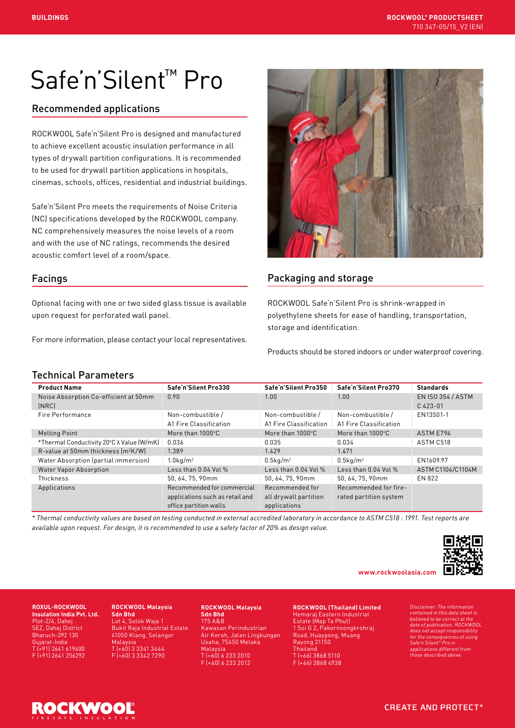# Safe'n'Silent™ Pro

## Recommended applications

ROCKWOOL Safe'n'Silent Pro is designed and manufactured to achieve excellent acoustic insulation performance in all types of drywall partition configurations. It is recommended to be used for drywall partition applications in hospitals, cinemas, schools, offices, residential and industrial buildings.

Safe'n'Silent Pro meets the requirements of Noise Criteria (NC) specifications developed by the ROCKWOOL company. NC comprehensively measures the noise levels of a room and with the use of NC ratings, recommends the desired acoustic comfort level of a room/space.

## Facings

Optional facing with one or two sided glass tissue is available upon request for perforated wall panel.

For more information, please contact your local representatives.

## Packaging and storage

ROCKWOOL Safe'n'Silent Pro is shrink-wrapped in polyethylene sheets for ease of handling, transportation, storage and identification.

Products should be stored indoors or under waterproof covering.

## Technical Parameters

| Product Name | Safe'n'Silent Pro330 | Safe'n'Silent Pro350 | Safe'n'Silent Pro370 | Standards |
|---|---|---|---|---|
| Noise Absorption Co-efficient at 50mm (NRC) | 0.90 | 1.00 | 1.00 | EN ISO 354 / ASTM C 423-01 |
| Fire Performance | Non-combustible / A1 Fire Classification | Non-combustible / A1 Fire Classification | Non-combustible / A1 Fire Classification | EN13501-1 |
| Melting Point | More than 1000°C | More than 1000°C | More than 1000°C | ASTM E794 |
| *Thermal Conductivity 20°C λ Value (W/mK) | 0.036 | 0.035 | 0.034 | ASTM C518 |
| R-value at 50mm thickness ($m^2K/W$) | 1.389 | 1.429 | 1.471 | |
| Water Absorption (partial immersion) | $1.0kg/m^2$ | $0.5kg/m^2$ | $0.5kg/m^2$ | EN1609.97 |
| Water Vapor Absorption | Less than 0.04 Vol % | Less than 0.04 Vol % | Less than 0.04 Vol % | ASTM C1104/C1104M |
| Thickness | 50, 64, 75, 90mm | 50, 64, 75, 90mm | 50, 64, 75, 90mm | EN 822 |
| Applications | Recommended for commercial applications such as retail and office partition walls | Recommended for all drywall partition applications | Recommended for fire-rated partition system | |

*\* Thermal conductivity values are based on testing conducted in external accredited laboratory in accordance to ASTM C518 : 1991. Test reports are available upon request. For design, it is recommended to use a safety factor of 20% as design value.*

www.rockwoolasia.com

**ROXUL-ROCKWOOL Insulation India Pvt. Ltd.**
Plot-Z/4, Dahej
SEZ, Dahej District
Bharuch-392 130
Gujarat-India
T (+91) 2641 619400
F (+91) 2641 256292

**ROCKWOOL Malaysia Sdn Bhd**
Lot 4, Solok Waja 1
Bukit Raja Industrial Estate
41050 Klang, Selangor
Malaysia
T (+60) 3 3341 3444
F (+60) 3 3342 7290

**ROCKWOOL Malaysia Sdn Bhd**
175 A&B
Kawasan Perindustrian
Air Keroh, Jalan Lingkungan
Usaha, 75450 Melaka
Malaysia
T (+60) 6 233 2010
F (+60) 6 233 2012

**ROCKWOOL (Thailand) Limited**
Hemaraj Eastern Industrial
Estate (Map Ta Phut)
1 Soi G 2, Pakornsongkrohraj
Road, Huaypong, Muang
Rayong 21150
Thailand
T (+66) 3868 5110
F (+66) 3868 4938

*Disclaimer: The information contained in this data sheet is believed to be correct at the date of publication. ROCKWOOL does not accept responsibility for the consequences of using Safe'n'Silent™ Pro in applications different from those described above.*

CREATE AND PROTECT®